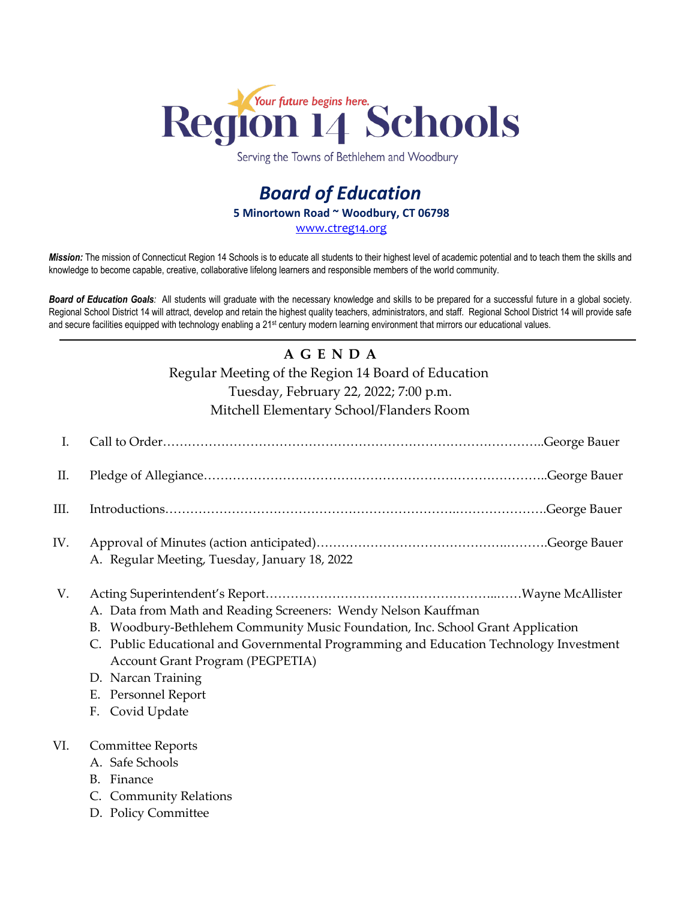Your future begins here.

# Region 14 Schools

Serving the Towns of Bethlehem and Woodbury

## *Board of Education*

**5 Minortown Road ~ Woodbury, CT 06798**

www.ctreg14.org

***Mission:*** The mission of Connecticut Region 14 Schools is to educate all students to their highest level of academic potential and to teach them the skills and knowledge to become capable, creative, collaborative lifelong learners and responsible members of the world community.

***Board of Education Goals:*** All students will graduate with the necessary knowledge and skills to be prepared for a successful future in a global society. Regional School District 14 will attract, develop and retain the highest quality teachers, administrators, and staff. Regional School District 14 will provide safe and secure facilities equipped with technology enabling a 21st century modern learning environment that mirrors our educational values.

---

## AGENDA

Regular Meeting of the Region 14 Board of Education
Tuesday, February 22, 2022; 7:00 p.m.
Mitchell Elementary School/Flanders Room

I. Call to Order……………………………………………………………………………..George Bauer

II. Pledge of Allegiance…………………………………………………………………….George Bauer

III. Introductions…………………………………………………………………………….George Bauer

IV. Approval of Minutes (action anticipated)……………………………………………….George Bauer
   A. Regular Meeting, Tuesday, January 18, 2022

V. Acting Superintendent's Report………………………………………………………Wayne McAllister
   A. Data from Math and Reading Screeners: Wendy Nelson Kauffman
   B. Woodbury-Bethlehem Community Music Foundation, Inc. School Grant Application
   C. Public Educational and Governmental Programming and Education Technology Investment Account Grant Program (PEGPETIA)
   D. Narcan Training
   E. Personnel Report
   F. Covid Update

VI. Committee Reports
   A. Safe Schools
   B. Finance
   C. Community Relations
   D. Policy Committee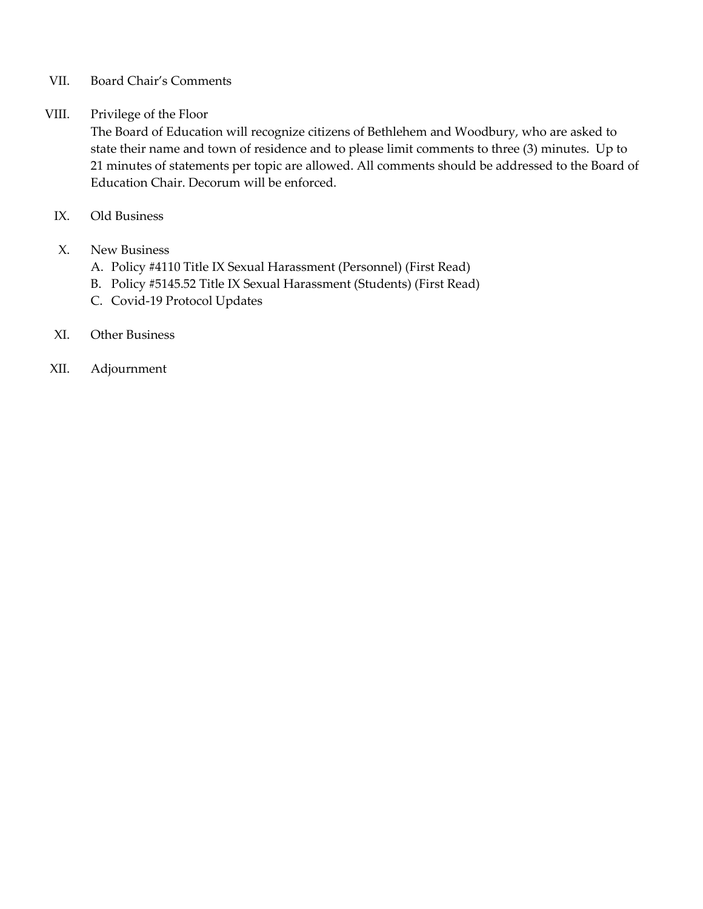VII. Board Chair's Comments

VIII. Privilege of the Floor

The Board of Education will recognize citizens of Bethlehem and Woodbury, who are asked to state their name and town of residence and to please limit comments to three (3) minutes. Up to 21 minutes of statements per topic are allowed. All comments should be addressed to the Board of Education Chair. Decorum will be enforced.

IX. Old Business

X. New Business

A. Policy #4110 Title IX Sexual Harassment (Personnel) (First Read)

B. Policy #5145.52 Title IX Sexual Harassment (Students) (First Read)

C. Covid-19 Protocol Updates

XI. Other Business

XII. Adjournment